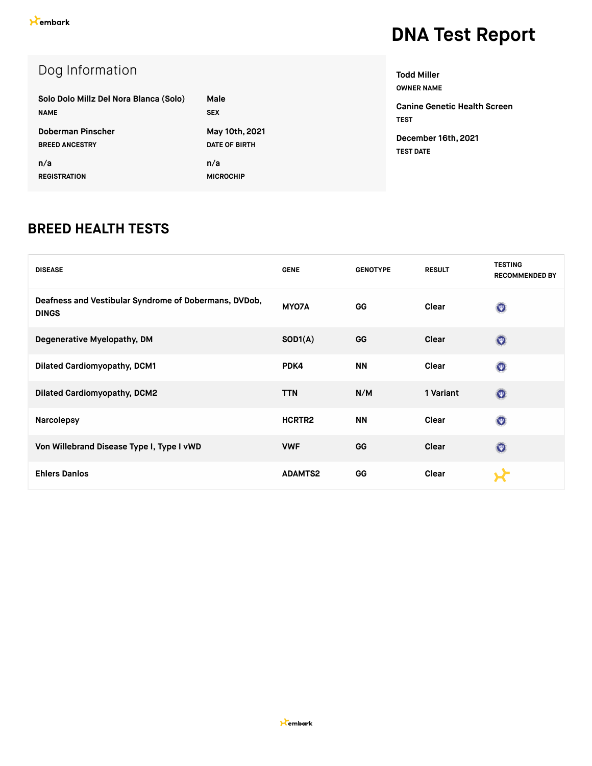embark

# DNA Test Report

## Dog Information

**Solo Dolo Millz Del Nora Blanca (Solo)**
NAME

**Male**
SEX

**Doberman Pinscher**
BREED ANCESTRY

**May 10th, 2021**
DATE OF BIRTH

**n/a**
REGISTRATION

**n/a**
MICROCHIP

**Todd Miller**
OWNER NAME

**Canine Genetic Health Screen**
TEST

**December 16th, 2021**
TEST DATE

## BREED HEALTH TESTS

| DISEASE | GENE | GENOTYPE | RESULT | TESTING RECOMMENDED BY |
|---|---|---|---|---|
| Deafness and Vestibular Syndrome of Dobermans, DVDob, DINGS | MYO7A | GG | Clear | |
| Degenerative Myelopathy, DM | SOD1(A) | GG | Clear | |
| Dilated Cardiomyopathy, DCM1 | PDK4 | NN | Clear | |
| Dilated Cardiomyopathy, DCM2 | TTN | N/M | 1 Variant | |
| Narcolepsy | HCRTR2 | NN | Clear | |
| Von Willebrand Disease Type I, Type I vWD | VWF | GG | Clear | |
| Ehlers Danlos | ADAMTS2 | GG | Clear | |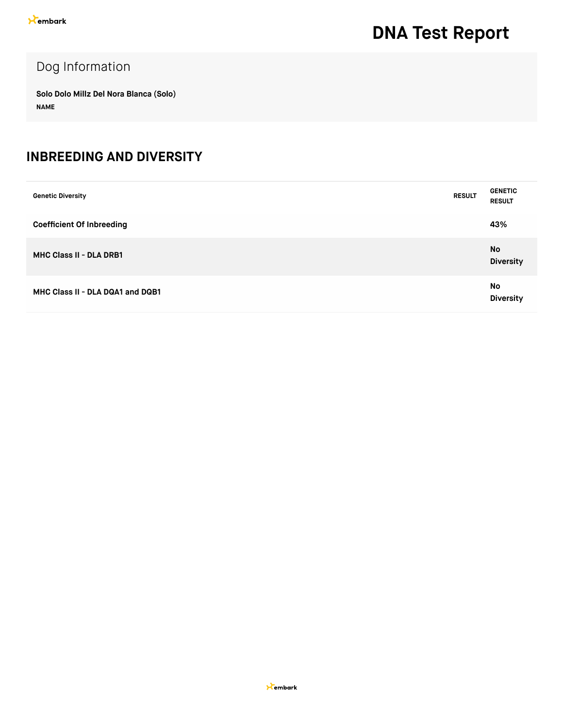# DNA Test Report

## Dog Information

**Solo Dolo Millz Del Nora Blanca (Solo)**
**NAME**

## INBREEDING AND DIVERSITY

| Genetic Diversity | RESULT | GENETIC RESULT |
|---|---|---|
| **Coefficient Of Inbreeding** | | **43%** |
| **MHC Class II - DLA DRB1** | | **No Diversity** |
| **MHC Class II - DLA DQA1 and DQB1** | | **No Diversity** |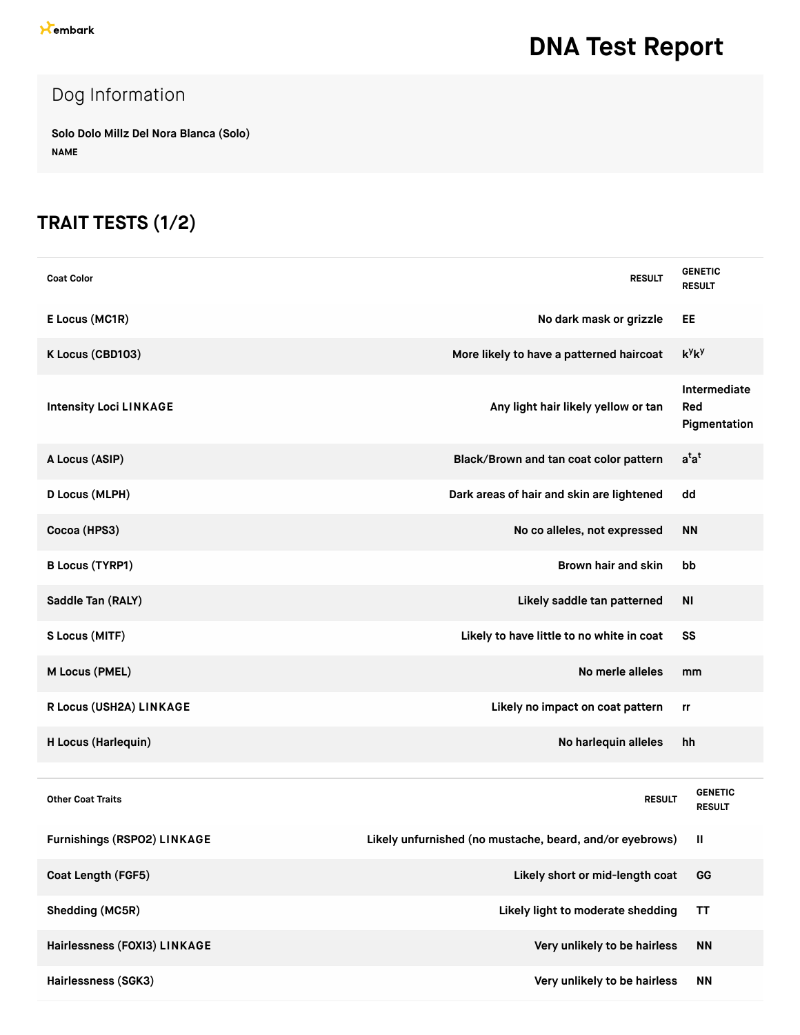embark

# DNA Test Report

## Dog Information

**Solo Dolo Millz Del Nora Blanca (Solo)**
**NAME**

## TRAIT TESTS (1/2)

| Coat Color | RESULT | GENETIC RESULT |
|---|---|---|
| **E Locus (MC1R)** | **No dark mask or grizzle** | **EE** |
| **K Locus (CBD103)** | **More likely to have a patterned haircoat** | **$k^yk^y$** |
| **Intensity Loci LINKAGE** | **Any light hair likely yellow or tan** | **Intermediate Red Pigmentation** |
| **A Locus (ASIP)** | **Black/Brown and tan coat color pattern** | **$a^ta^t$** |
| **D Locus (MLPH)** | **Dark areas of hair and skin are lightened** | **dd** |
| **Cocoa (HPS3)** | **No co alleles, not expressed** | **NN** |
| **B Locus (TYRP1)** | **Brown hair and skin** | **bb** |
| **Saddle Tan (RALY)** | **Likely saddle tan patterned** | **NI** |
| **S Locus (MITF)** | **Likely to have little to no white in coat** | **SS** |
| **M Locus (PMEL)** | **No merle alleles** | **mm** |
| **R Locus (USH2A) LINKAGE** | **Likely no impact on coat pattern** | **rr** |
| **H Locus (Harlequin)** | **No harlequin alleles** | **hh** |

| Other Coat Traits | RESULT | GENETIC RESULT |
|---|---|---|
| **Furnishings (RSPO2) LINKAGE** | **Likely unfurnished (no mustache, beard, and/or eyebrows)** | **II** |
| **Coat Length (FGF5)** | **Likely short or mid-length coat** | **GG** |
| **Shedding (MC5R)** | **Likely light to moderate shedding** | **TT** |
| **Hairlessness (FOXI3) LINKAGE** | **Very unlikely to be hairless** | **NN** |
| **Hairlessness (SGK3)** | **Very unlikely to be hairless** | **NN** |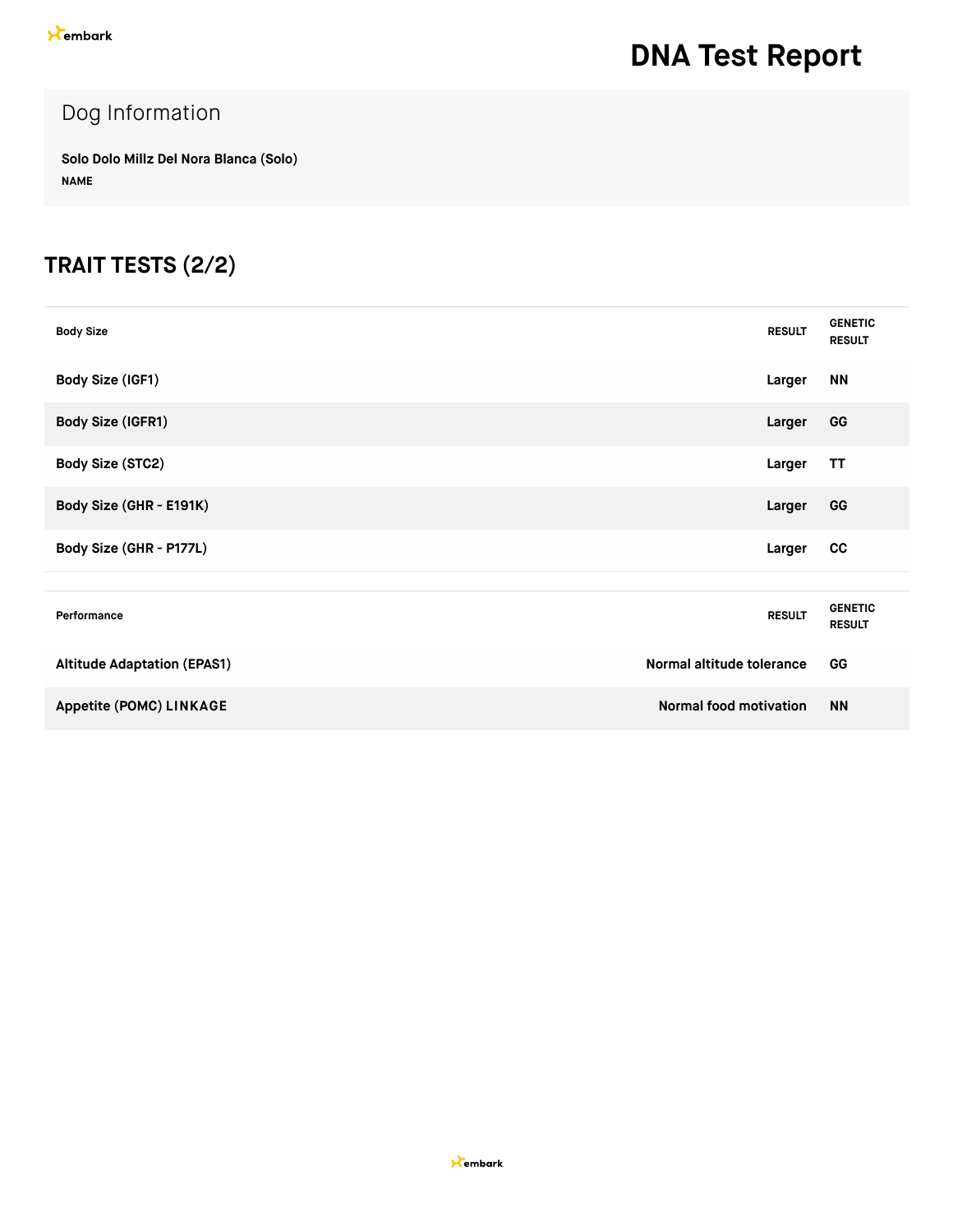# DNA Test Report

## Dog Information

**Solo Dolo Millz Del Nora Blanca (Solo)**
NAME

## TRAIT TESTS (2/2)

| Body Size | RESULT | GENETIC RESULT |
|---|---|---|
| Body Size (IGF1) | Larger | NN |
| Body Size (IGFR1) | Larger | GG |
| Body Size (STC2) | Larger | TT |
| Body Size (GHR - E191K) | Larger | GG |
| Body Size (GHR - P177L) | Larger | CC |

| Performance | RESULT | GENETIC RESULT |
|---|---|---|
| Altitude Adaptation (EPAS1) | Normal altitude tolerance | GG |
| Appetite (POMC) LINKAGE | Normal food motivation | NN |